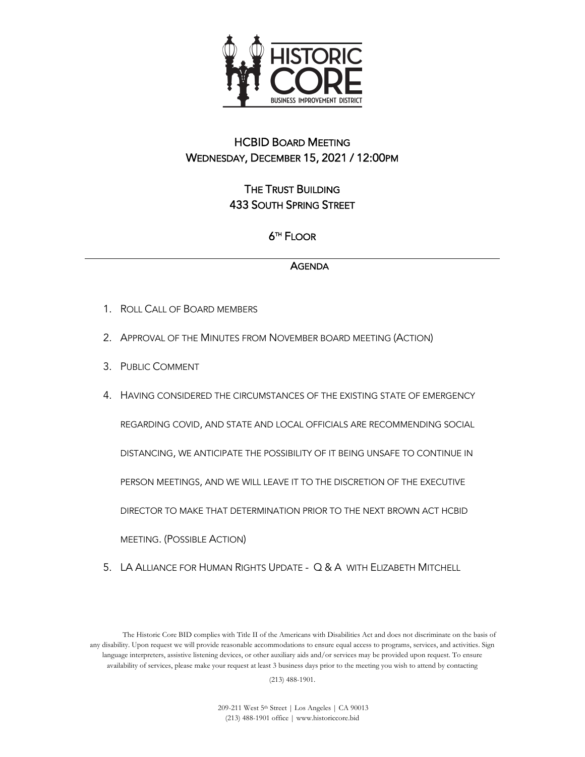HISTORIC CORE
BUSINESS IMPROVEMENT DISTRICT

# HCBID Board Meeting
## Wednesday, December 15, 2021 / 12:00PM

## The Trust Building
## 433 South Spring Street

## 6th Floor

---

## Agenda

1. Roll Call of Board members
2. Approval of the Minutes from November board meeting (Action)
3. Public Comment
4. Having considered the circumstances of the existing state of emergency regarding covid, and state and local officials are recommending social distancing, we anticipate the possibility of it being unsafe to continue in person meetings, and we will leave it to the discretion of the executive director to make that determination prior to the next Brown Act HCBID meeting. (Possible Action)
5. LA Alliance for Human Rights Update - Q & A with Elizabeth Mitchell

The Historic Core BID complies with Title II of the Americans with Disabilities Act and does not discriminate on the basis of any disability. Upon request we will provide reasonable accommodations to ensure equal access to programs, services, and activities. Sign language interpreters, assistive listening devices, or other auxiliary aids and/or services may be provided upon request. To ensure availability of services, please make your request at least 3 business days prior to the meeting you wish to attend by contacting (213) 488-1901.

209-211 West 5th Street | Los Angeles | CA 90013
(213) 488-1901 office | www.historiccore.bid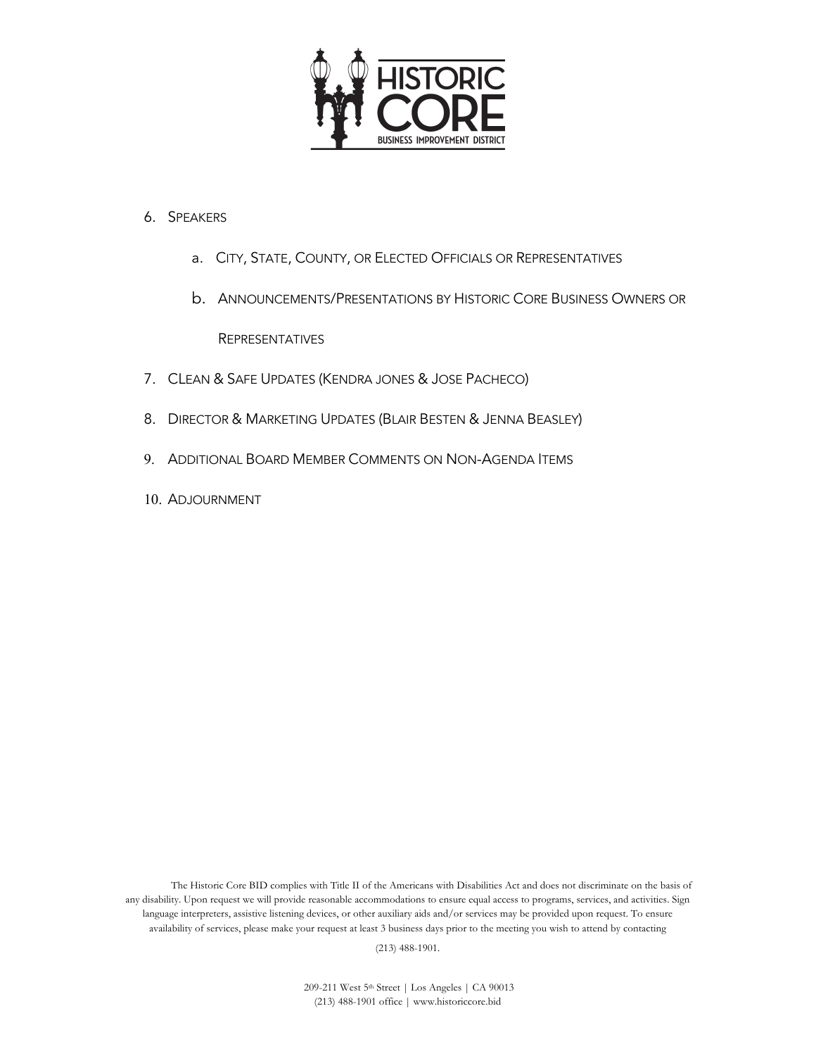6. SPEAKERS

   a. CITY, STATE, COUNTY, OR ELECTED OFFICIALS OR REPRESENTATIVES

   b. ANNOUNCEMENTS/PRESENTATIONS BY HISTORIC CORE BUSINESS OWNERS OR REPRESENTATIVES

7. CLEAN & SAFE UPDATES (KENDRA JONES & JOSE PACHECO)

8. DIRECTOR & MARKETING UPDATES (BLAIR BESTEN & JENNA BEASLEY)

9. ADDITIONAL BOARD MEMBER COMMENTS ON NON-AGENDA ITEMS

10. ADJOURNMENT

The Historic Core BID complies with Title II of the Americans with Disabilities Act and does not discriminate on the basis of any disability. Upon request we will provide reasonable accommodations to ensure equal access to programs, services, and activities. Sign language interpreters, assistive listening devices, or other auxiliary aids and/or services may be provided upon request. To ensure availability of services, please make your request at least 3 business days prior to the meeting you wish to attend by contacting (213) 488-1901.

209-211 West 5th Street | Los Angeles | CA 90013
(213) 488-1901 office | www.historiccore.bid